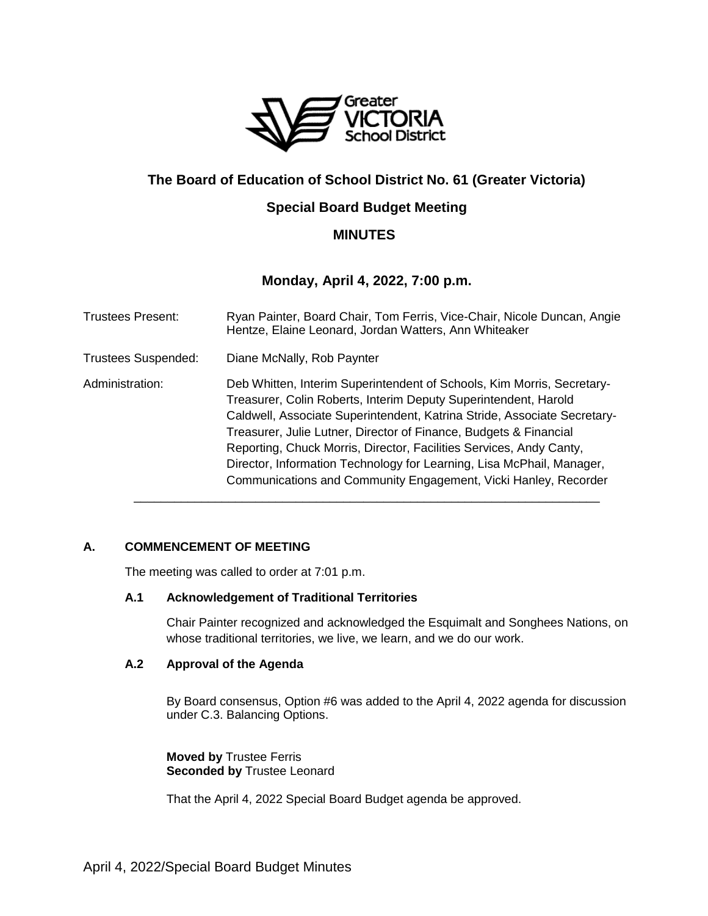# The Board of Education of School District No. 61 (Greater Victoria)

## Special Board Budget Meeting

## MINUTES

### Monday, April 4, 2022, 7:00 p.m.

| | |
|---|---|
| Trustees Present: | Ryan Painter, Board Chair, Tom Ferris, Vice-Chair, Nicole Duncan, Angie Hentze, Elaine Leonard, Jordan Watters, Ann Whiteaker |
| Trustees Suspended: | Diane McNally, Rob Paynter |
| Administration: | Deb Whitten, Interim Superintendent of Schools, Kim Morris, Secretary-Treasurer, Colin Roberts, Interim Deputy Superintendent, Harold Caldwell, Associate Superintendent, Katrina Stride, Associate Secretary-Treasurer, Julie Lutner, Director of Finance, Budgets & Financial Reporting, Chuck Morris, Director, Facilities Services, Andy Canty, Director, Information Technology for Learning, Lisa McPhail, Manager, Communications and Community Engagement, Vicki Hanley, Recorder |

---

## A. COMMENCEMENT OF MEETING

The meeting was called to order at 7:01 p.m.

### A.1 Acknowledgement of Traditional Territories

Chair Painter recognized and acknowledged the Esquimalt and Songhees Nations, on whose traditional territories, we live, we learn, and we do our work.

### A.2 Approval of the Agenda

By Board consensus, Option #6 was added to the April 4, 2022 agenda for discussion under C.3. Balancing Options.

**Moved by** Trustee Ferris
**Seconded by** Trustee Leonard

That the April 4, 2022 Special Board Budget agenda be approved.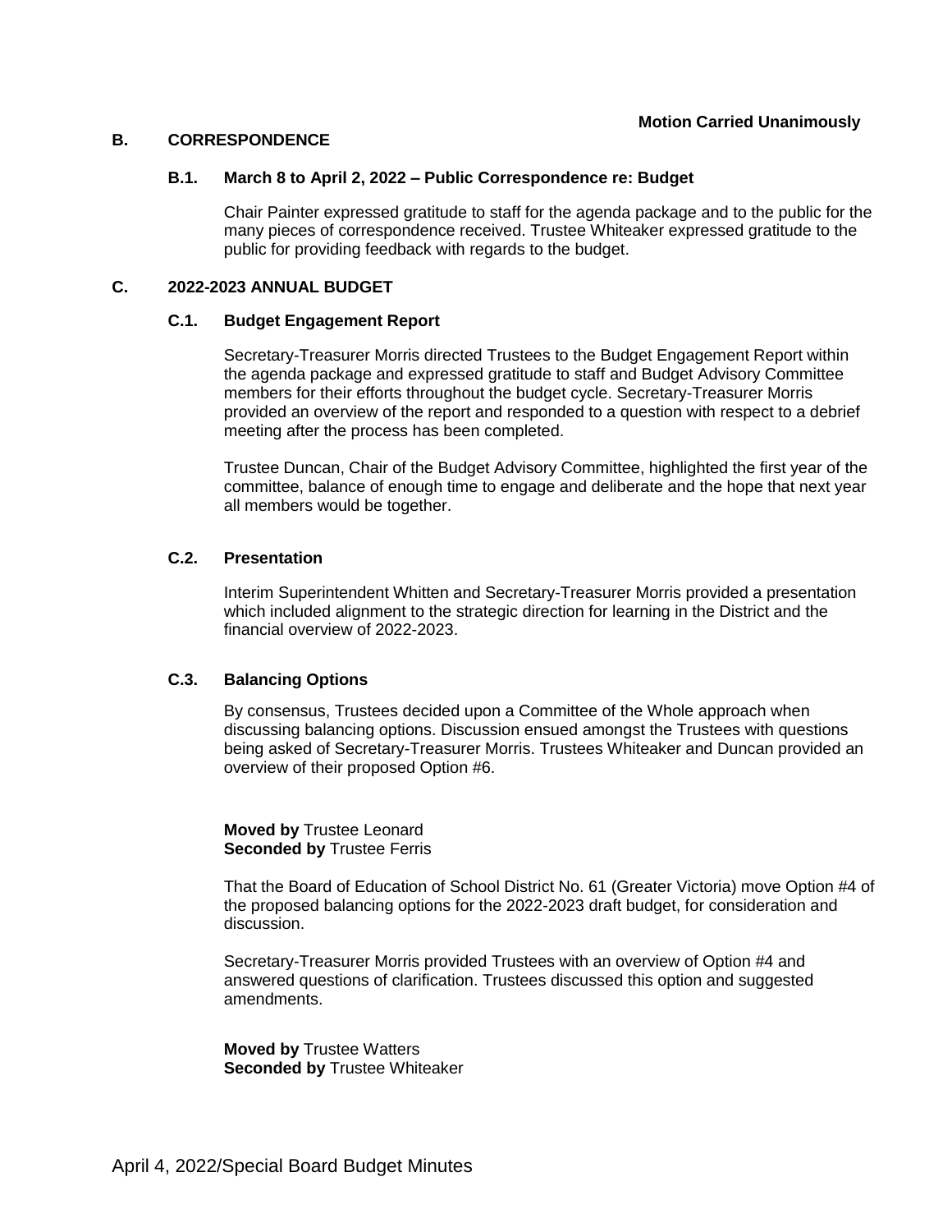**Motion Carried Unanimously**

## B. CORRESPONDENCE

### B.1. March 8 to April 2, 2022 – Public Correspondence re: Budget

Chair Painter expressed gratitude to staff for the agenda package and to the public for the many pieces of correspondence received. Trustee Whiteaker expressed gratitude to the public for providing feedback with regards to the budget.

## C. 2022-2023 ANNUAL BUDGET

### C.1. Budget Engagement Report

Secretary-Treasurer Morris directed Trustees to the Budget Engagement Report within the agenda package and expressed gratitude to staff and Budget Advisory Committee members for their efforts throughout the budget cycle. Secretary-Treasurer Morris provided an overview of the report and responded to a question with respect to a debrief meeting after the process has been completed.

Trustee Duncan, Chair of the Budget Advisory Committee, highlighted the first year of the committee, balance of enough time to engage and deliberate and the hope that next year all members would be together.

### C.2. Presentation

Interim Superintendent Whitten and Secretary-Treasurer Morris provided a presentation which included alignment to the strategic direction for learning in the District and the financial overview of 2022-2023.

### C.3. Balancing Options

By consensus, Trustees decided upon a Committee of the Whole approach when discussing balancing options. Discussion ensued amongst the Trustees with questions being asked of Secretary-Treasurer Morris. Trustees Whiteaker and Duncan provided an overview of their proposed Option #6.

**Moved by** Trustee Leonard
**Seconded by** Trustee Ferris

That the Board of Education of School District No. 61 (Greater Victoria) move Option #4 of the proposed balancing options for the 2022-2023 draft budget, for consideration and discussion.

Secretary-Treasurer Morris provided Trustees with an overview of Option #4 and answered questions of clarification. Trustees discussed this option and suggested amendments.

**Moved by** Trustee Watters
**Seconded by** Trustee Whiteaker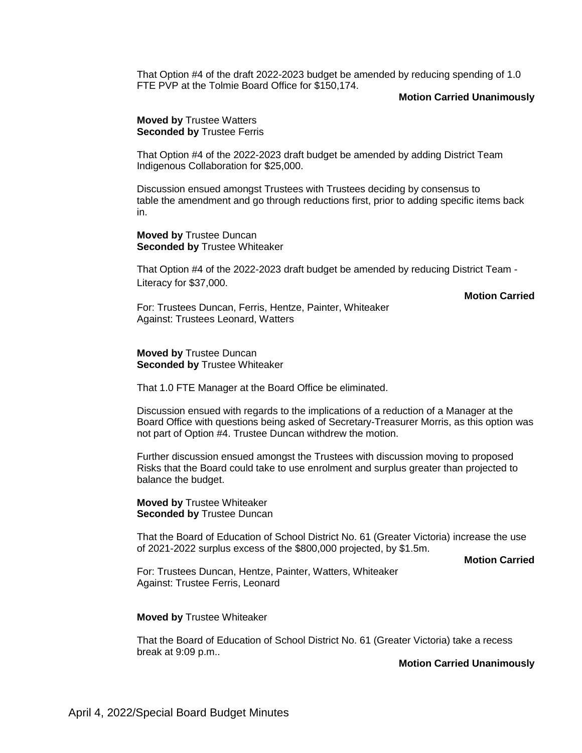That Option #4 of the draft 2022-2023 budget be amended by reducing spending of 1.0 FTE PVP at the Tolmie Board Office for $150,174.

**Motion Carried Unanimously**

**Moved by** Trustee Watters
**Seconded by** Trustee Ferris

That Option #4 of the 2022-2023 draft budget be amended by adding District Team Indigenous Collaboration for $25,000.

Discussion ensued amongst Trustees with Trustees deciding by consensus to table the amendment and go through reductions first, prior to adding specific items back in.

**Moved by** Trustee Duncan
**Seconded by** Trustee Whiteaker

That Option #4 of the 2022-2023 draft budget be amended by reducing District Team - Literacy for $37,000.

**Motion Carried**

For: Trustees Duncan, Ferris, Hentze, Painter, Whiteaker
Against: Trustees Leonard, Watters

**Moved by** Trustee Duncan
**Seconded by** Trustee Whiteaker

That 1.0 FTE Manager at the Board Office be eliminated.

Discussion ensued with regards to the implications of a reduction of a Manager at the Board Office with questions being asked of Secretary-Treasurer Morris, as this option was not part of Option #4. Trustee Duncan withdrew the motion.

Further discussion ensued amongst the Trustees with discussion moving to proposed Risks that the Board could take to use enrolment and surplus greater than projected to balance the budget.

**Moved by** Trustee Whiteaker
**Seconded by** Trustee Duncan

That the Board of Education of School District No. 61 (Greater Victoria) increase the use of 2021-2022 surplus excess of the $800,000 projected, by $1.5m.

**Motion Carried**

For: Trustees Duncan, Hentze, Painter, Watters, Whiteaker
Against: Trustee Ferris, Leonard

**Moved by** Trustee Whiteaker

That the Board of Education of School District No. 61 (Greater Victoria) take a recess break at 9:09 p.m..

**Motion Carried Unanimously**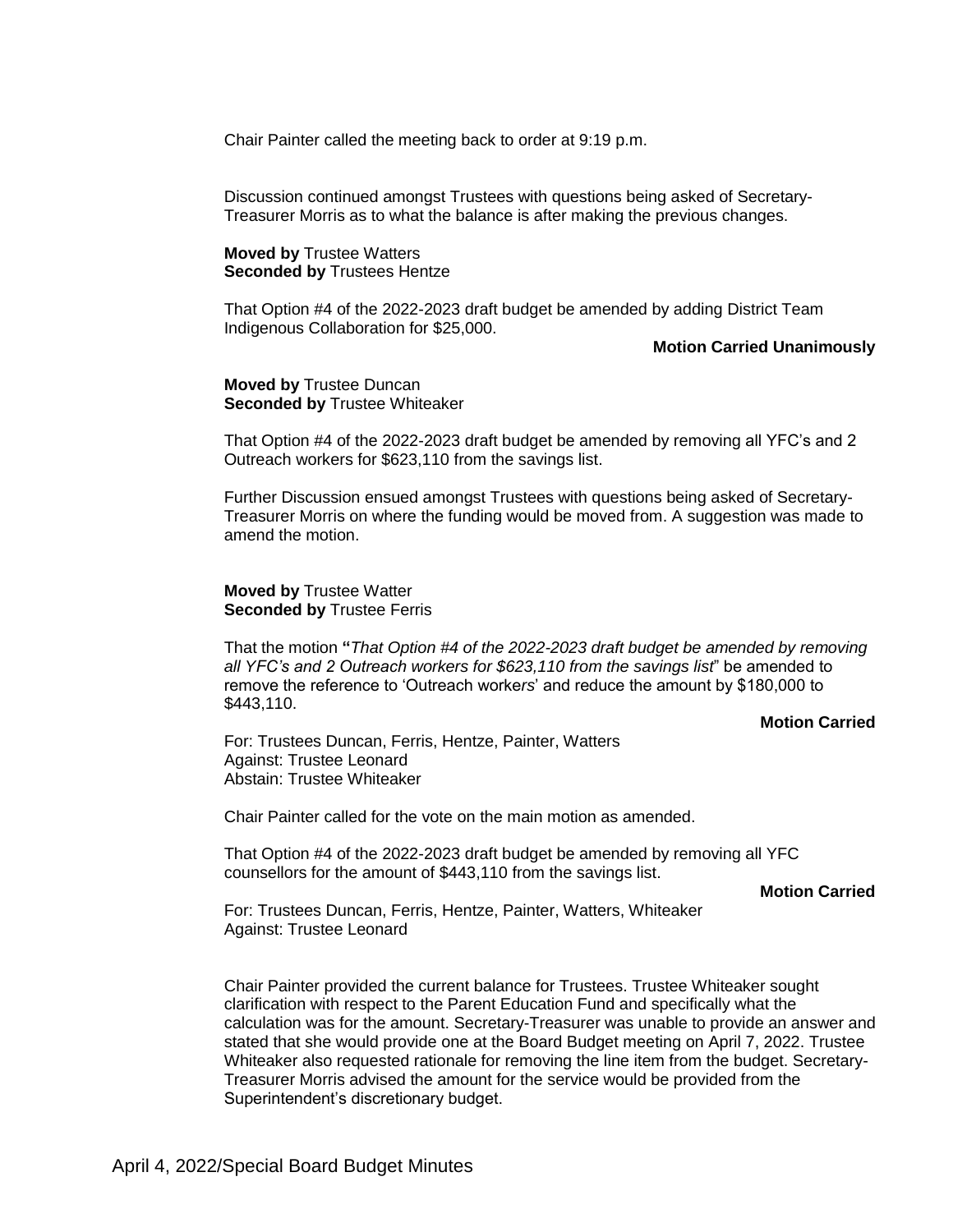Chair Painter called the meeting back to order at 9:19 p.m.

Discussion continued amongst Trustees with questions being asked of Secretary-Treasurer Morris as to what the balance is after making the previous changes.

**Moved by** Trustee Watters
**Seconded by** Trustees Hentze

That Option #4 of the 2022-2023 draft budget be amended by adding District Team Indigenous Collaboration for $25,000.

**Motion Carried Unanimously**

**Moved by** Trustee Duncan
**Seconded by** Trustee Whiteaker

That Option #4 of the 2022-2023 draft budget be amended by removing all YFC's and 2 Outreach workers for $623,110 from the savings list.

Further Discussion ensued amongst Trustees with questions being asked of Secretary-Treasurer Morris on where the funding would be moved from. A suggestion was made to amend the motion.

**Moved by** Trustee Watter
**Seconded by** Trustee Ferris

That the motion **"***That Option #4 of the 2022-2023 draft budget be amended by removing all YFC's and 2 Outreach workers for $623,110 from the savings list*" be amended to remove the reference to 'Outreach workers' and reduce the amount by $180,000 to $443,110.

**Motion Carried**

For: Trustees Duncan, Ferris, Hentze, Painter, Watters
Against: Trustee Leonard
Abstain: Trustee Whiteaker

Chair Painter called for the vote on the main motion as amended.

That Option #4 of the 2022-2023 draft budget be amended by removing all YFC counsellors for the amount of $443,110 from the savings list.

**Motion Carried**

For: Trustees Duncan, Ferris, Hentze, Painter, Watters, Whiteaker
Against: Trustee Leonard

Chair Painter provided the current balance for Trustees. Trustee Whiteaker sought clarification with respect to the Parent Education Fund and specifically what the calculation was for the amount. Secretary-Treasurer was unable to provide an answer and stated that she would provide one at the Board Budget meeting on April 7, 2022. Trustee Whiteaker also requested rationale for removing the line item from the budget. Secretary-Treasurer Morris advised the amount for the service would be provided from the Superintendent's discretionary budget.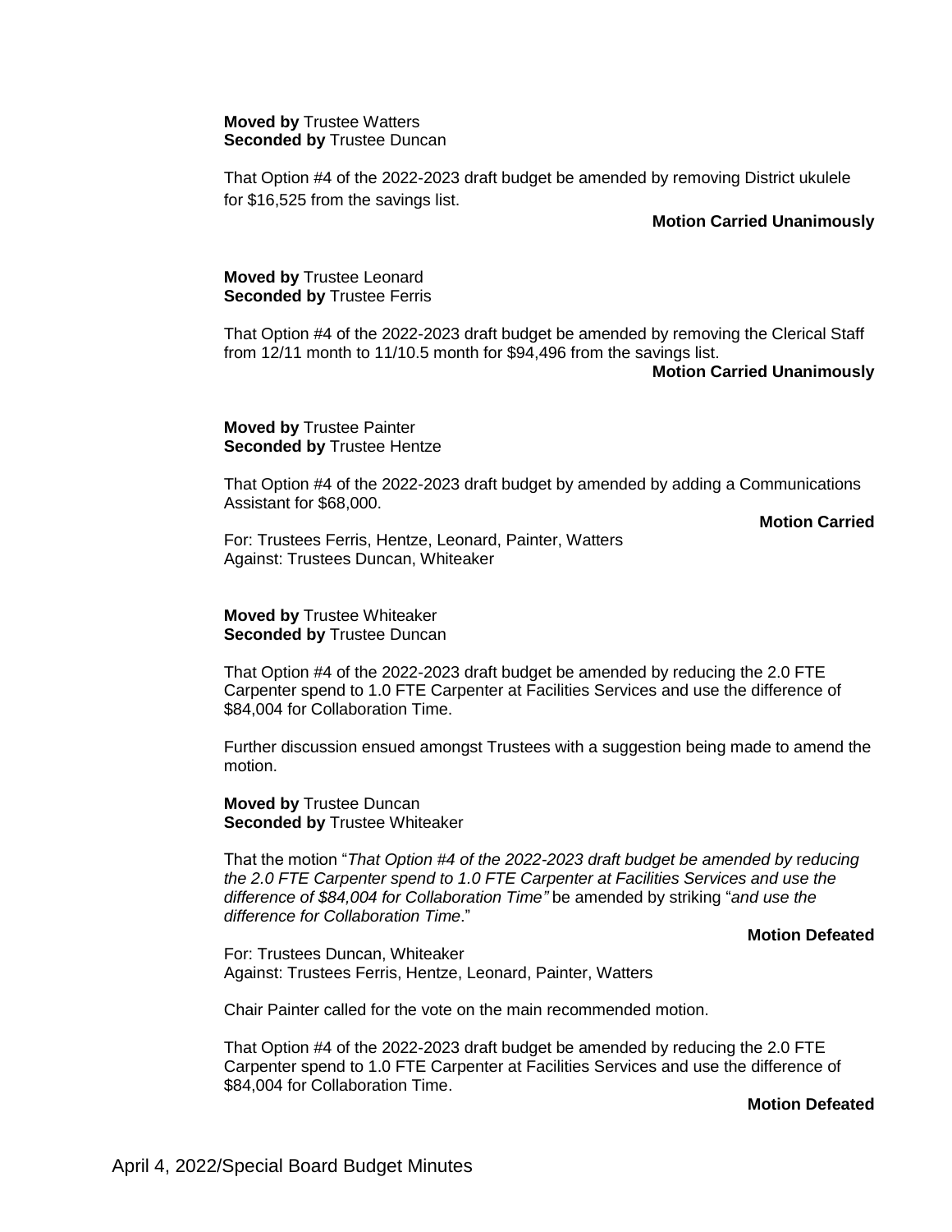**Moved by** Trustee Watters
**Seconded by** Trustee Duncan

That Option #4 of the 2022-2023 draft budget be amended by removing District ukulele for $16,525 from the savings list.

**Motion Carried Unanimously**

**Moved by** Trustee Leonard
**Seconded by** Trustee Ferris

That Option #4 of the 2022-2023 draft budget be amended by removing the Clerical Staff from 12/11 month to 11/10.5 month for $94,496 from the savings list.

**Motion Carried Unanimously**

**Moved by** Trustee Painter
**Seconded by** Trustee Hentze

That Option #4 of the 2022-2023 draft budget by amended by adding a Communications Assistant for $68,000.

**Motion Carried**

For: Trustees Ferris, Hentze, Leonard, Painter, Watters
Against: Trustees Duncan, Whiteaker

**Moved by** Trustee Whiteaker
**Seconded by** Trustee Duncan

That Option #4 of the 2022-2023 draft budget be amended by reducing the 2.0 FTE Carpenter spend to 1.0 FTE Carpenter at Facilities Services and use the difference of $84,004 for Collaboration Time.

Further discussion ensued amongst Trustees with a suggestion being made to amend the motion.

**Moved by** Trustee Duncan
**Seconded by** Trustee Whiteaker

That the motion "*That Option #4 of the 2022-2023 draft budget be amended by reducing the 2.0 FTE Carpenter spend to 1.0 FTE Carpenter at Facilities Services and use the difference of $84,004 for Collaboration Time"* be amended by striking "*and use the difference for Collaboration Time*."

**Motion Defeated**

For: Trustees Duncan, Whiteaker
Against: Trustees Ferris, Hentze, Leonard, Painter, Watters

Chair Painter called for the vote on the main recommended motion.

That Option #4 of the 2022-2023 draft budget be amended by reducing the 2.0 FTE Carpenter spend to 1.0 FTE Carpenter at Facilities Services and use the difference of $84,004 for Collaboration Time.

**Motion Defeated**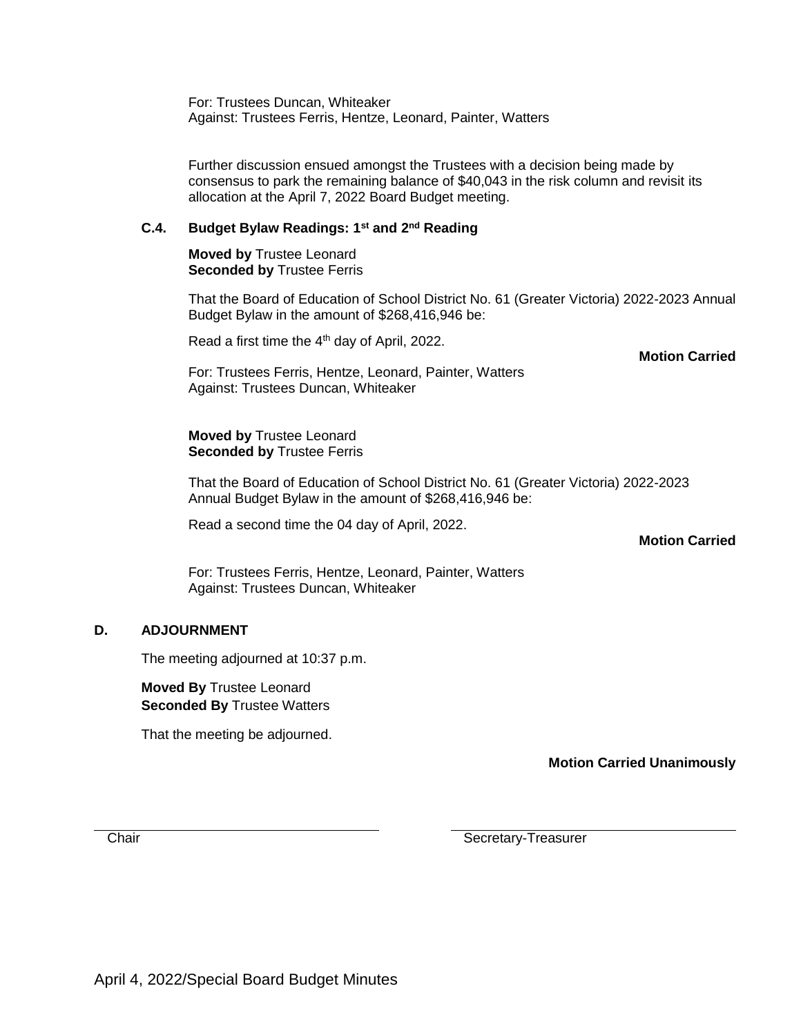For: Trustees Duncan, Whiteaker
Against: Trustees Ferris, Hentze, Leonard, Painter, Watters

Further discussion ensued amongst the Trustees with a decision being made by consensus to park the remaining balance of $40,043 in the risk column and revisit its allocation at the April 7, 2022 Board Budget meeting.

### C.4. Budget Bylaw Readings: 1st and 2nd Reading

**Moved by** Trustee Leonard
**Seconded by** Trustee Ferris

That the Board of Education of School District No. 61 (Greater Victoria) 2022-2023 Annual Budget Bylaw in the amount of $268,416,946 be:

Read a first time the 4th day of April, 2022.

**Motion Carried**

For: Trustees Ferris, Hentze, Leonard, Painter, Watters
Against: Trustees Duncan, Whiteaker

**Moved by** Trustee Leonard
**Seconded by** Trustee Ferris

That the Board of Education of School District No. 61 (Greater Victoria) 2022-2023 Annual Budget Bylaw in the amount of $268,416,946 be:

Read a second time the 04 day of April, 2022.

**Motion Carried**

For: Trustees Ferris, Hentze, Leonard, Painter, Watters
Against: Trustees Duncan, Whiteaker

## D. ADJOURNMENT

The meeting adjourned at 10:37 p.m.

**Moved By** Trustee Leonard
**Seconded By** Trustee Watters

That the meeting be adjourned.

**Motion Carried Unanimously**

Chair

Secretary-Treasurer